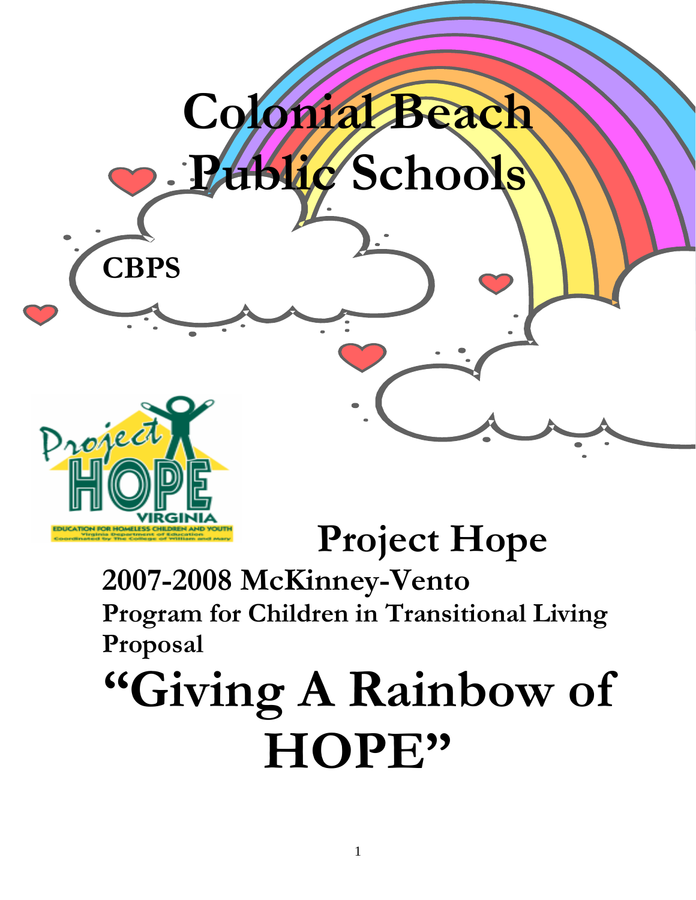# Colonial Beach Public Schools

**CBPS**

Project HOPE VIRGINIA

EDUCATION FOR HOMELESS CHILDREN AND YOUTH

Virginia Department of Education

Coordinated by The College of William and Mary

## Project Hope

### 2007-2008 McKinney-Vento

### Program for Children in Transitional Living Proposal

# "Giving A Rainbow of HOPE"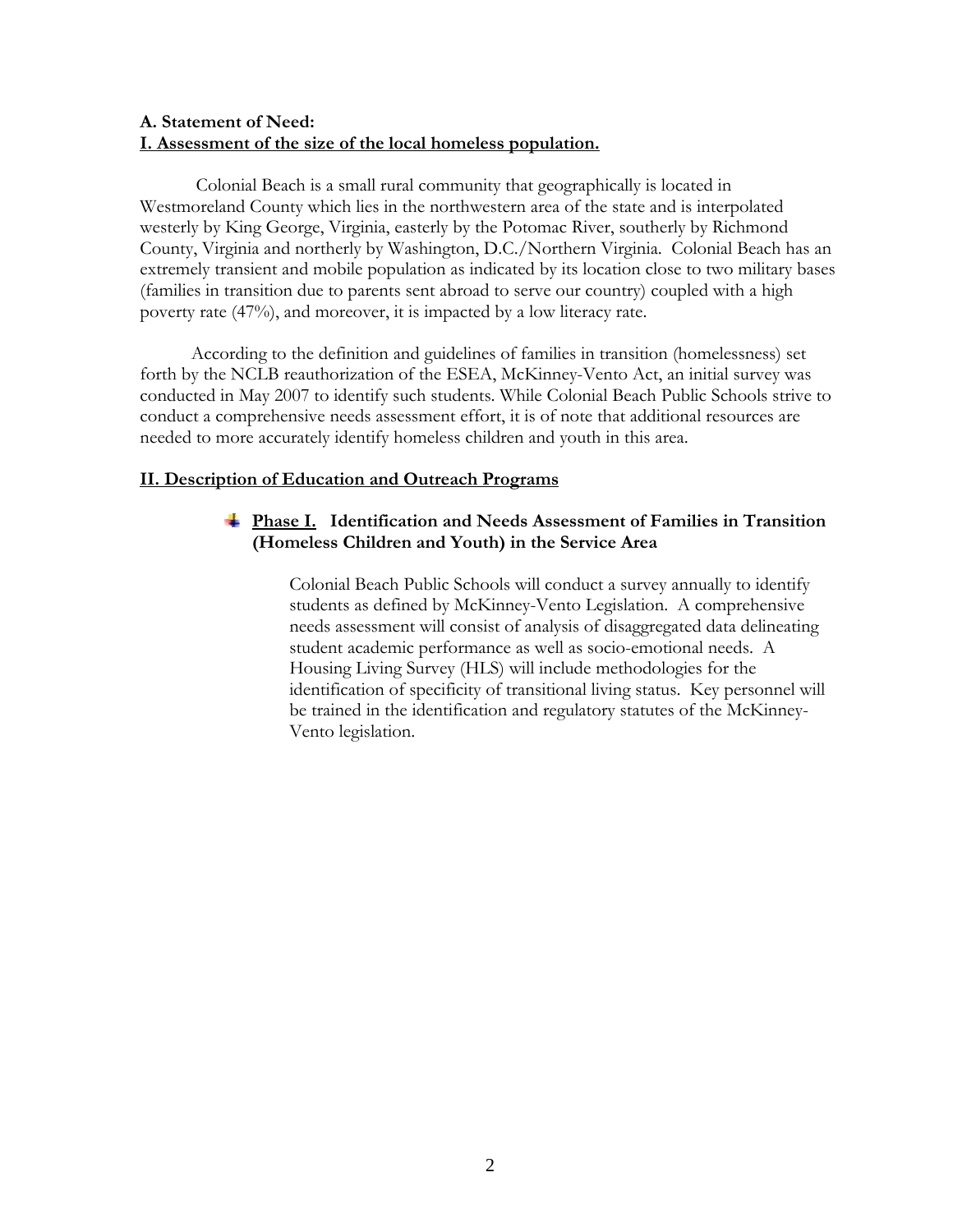**A. Statement of Need:**

**I. Assessment of the size of the local homeless population.**

Colonial Beach is a small rural community that geographically is located in Westmoreland County which lies in the northwestern area of the state and is interpolated westerly by King George, Virginia, easterly by the Potomac River, southerly by Richmond County, Virginia and northerly by Washington, D.C./Northern Virginia. Colonial Beach has an extremely transient and mobile population as indicated by its location close to two military bases (families in transition due to parents sent abroad to serve our country) coupled with a high poverty rate (47%), and moreover, it is impacted by a low literacy rate.

According to the definition and guidelines of families in transition (homelessness) set forth by the NCLB reauthorization of the ESEA, McKinney-Vento Act, an initial survey was conducted in May 2007 to identify such students. While Colonial Beach Public Schools strive to conduct a comprehensive needs assessment effort, it is of note that additional resources are needed to more accurately identify homeless children and youth in this area.

**II. Description of Education and Outreach Programs**

- **Phase I. Identification and Needs Assessment of Families in Transition (Homeless Children and Youth) in the Service Area**

  Colonial Beach Public Schools will conduct a survey annually to identify students as defined by McKinney-Vento Legislation. A comprehensive needs assessment will consist of analysis of disaggregated data delineating student academic performance as well as socio-emotional needs. A Housing Living Survey (HLS) will include methodologies for the identification of specificity of transitional living status. Key personnel will be trained in the identification and regulatory statutes of the McKinney-Vento legislation.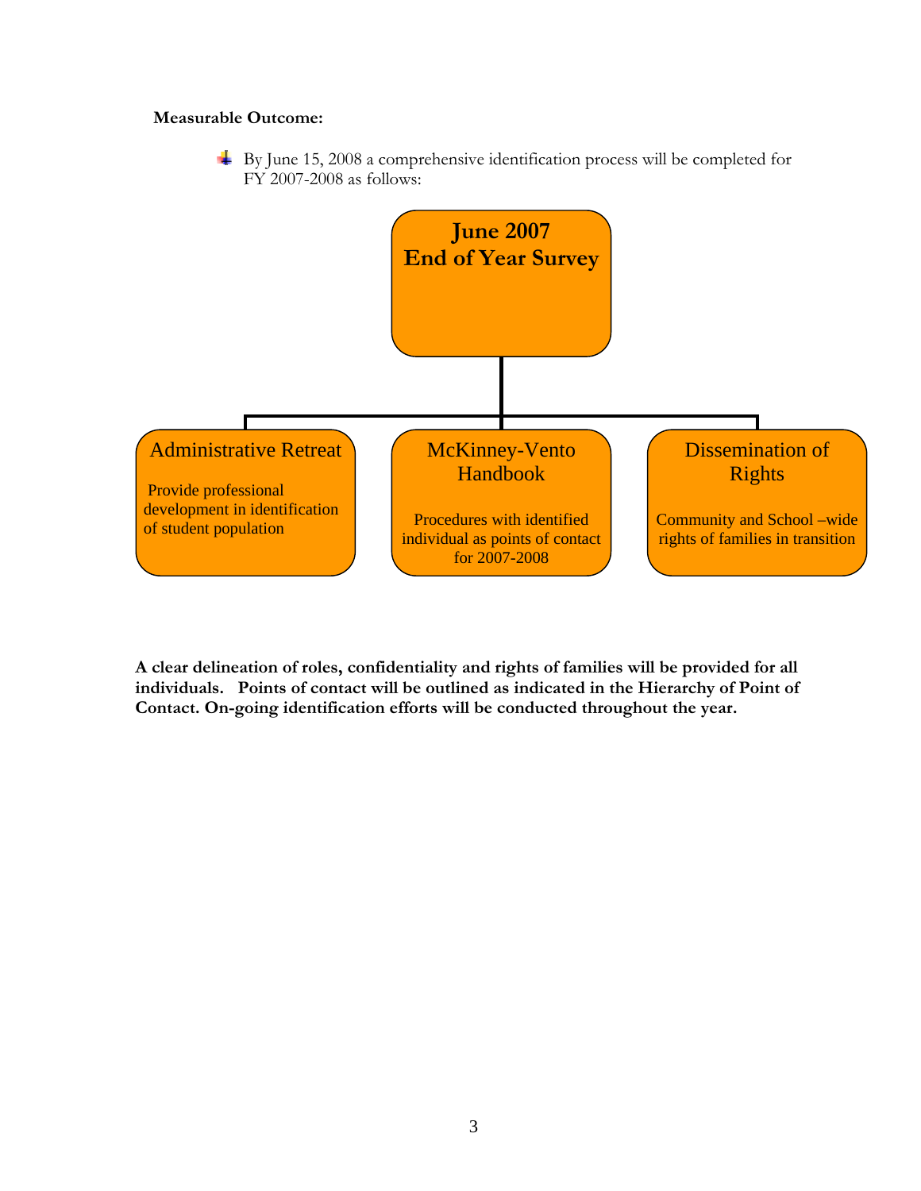**Measurable Outcome:**

- By June 15, 2008 a comprehensive identification process will be completed for FY 2007-2008 as follows:

**June 2007**
**End of Year Survey**

- **Administrative Retreat**
  Provide professional development in identification of student population
- **McKinney-Vento Handbook**
  Procedures with identified individual as points of contact for 2007-2008
- **Dissemination of Rights**
  Community and School –wide rights of families in transition

**A clear delineation of roles, confidentiality and rights of families will be provided for all individuals. Points of contact will be outlined as indicated in the Hierarchy of Point of Contact. On-going identification efforts will be conducted throughout the year.**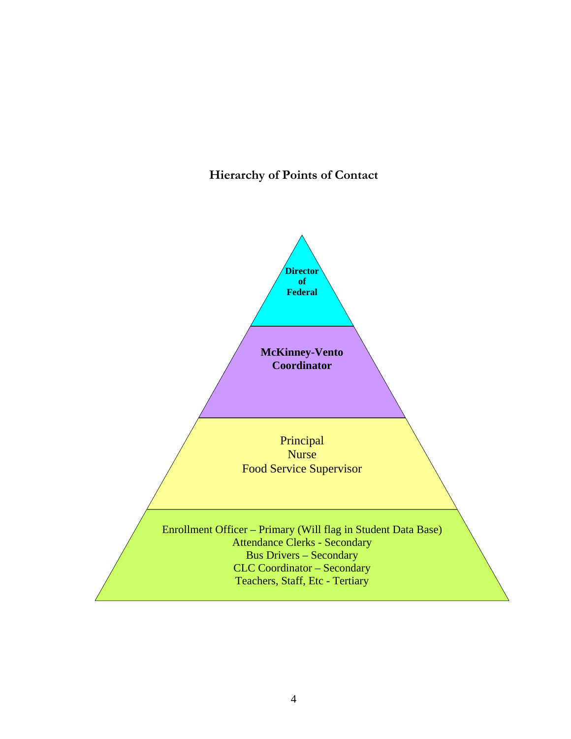## Hierarchy of Points of Contact

**Director of Federal**

**McKinney-Vento Coordinator**

Principal
Nurse
Food Service Supervisor

Enrollment Officer – Primary (Will flag in Student Data Base)
Attendance Clerks - Secondary
Bus Drivers – Secondary
CLC Coordinator – Secondary
Teachers, Staff, Etc - Tertiary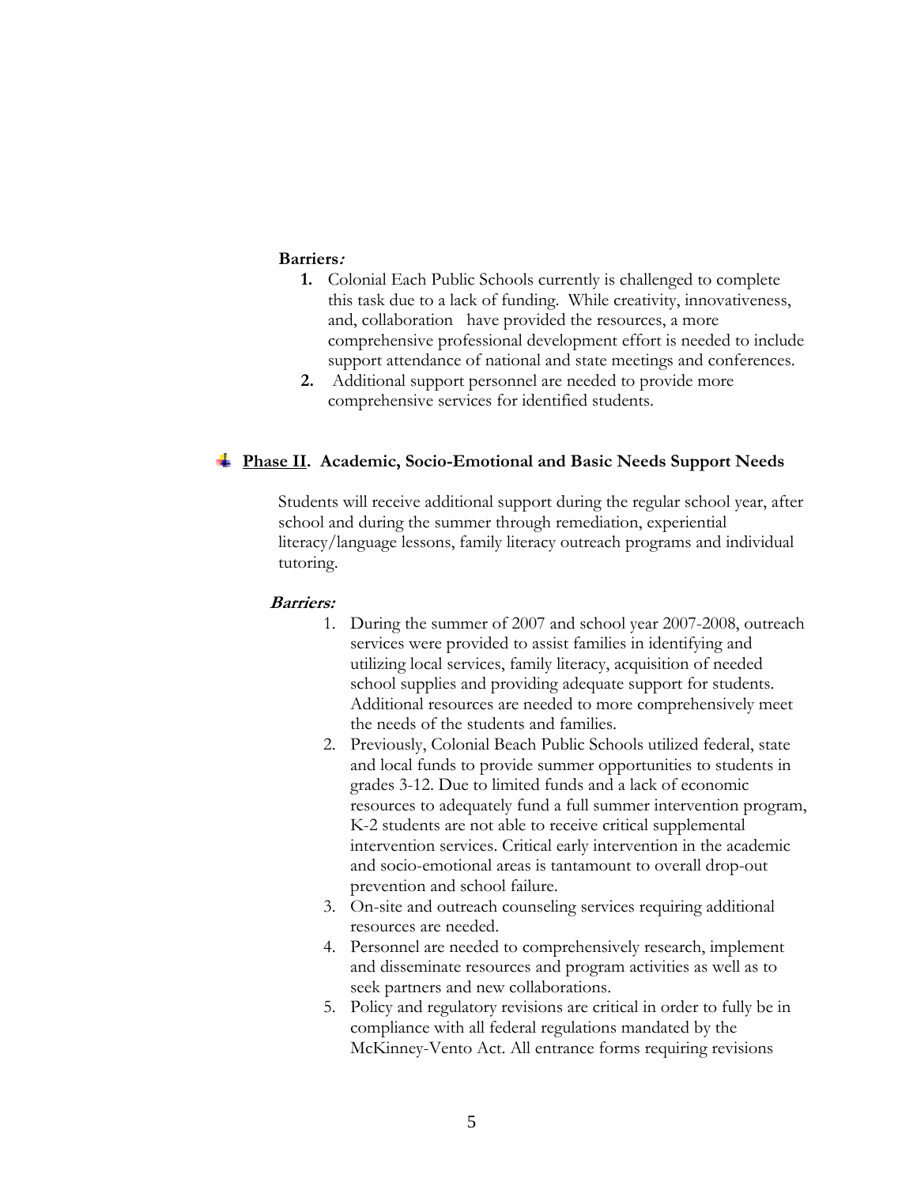**Barriers:**

1. Colonial Each Public Schools currently is challenged to complete this task due to a lack of funding. While creativity, innovativeness, and, collaboration have provided the resources, a more comprehensive professional development effort is needed to include support attendance of national and state meetings and conferences.
2. Additional support personnel are needed to provide more comprehensive services for identified students.

## Phase II. Academic, Socio-Emotional and Basic Needs Support Needs

Students will receive additional support during the regular school year, after school and during the summer through remediation, experiential literacy/language lessons, family literacy outreach programs and individual tutoring.

***Barriers:***

1. During the summer of 2007 and school year 2007-2008, outreach services were provided to assist families in identifying and utilizing local services, family literacy, acquisition of needed school supplies and providing adequate support for students. Additional resources are needed to more comprehensively meet the needs of the students and families.
2. Previously, Colonial Beach Public Schools utilized federal, state and local funds to provide summer opportunities to students in grades 3-12. Due to limited funds and a lack of economic resources to adequately fund a full summer intervention program, K-2 students are not able to receive critical supplemental intervention services. Critical early intervention in the academic and socio-emotional areas is tantamount to overall drop-out prevention and school failure.
3. On-site and outreach counseling services requiring additional resources are needed.
4. Personnel are needed to comprehensively research, implement and disseminate resources and program activities as well as to seek partners and new collaborations.
5. Policy and regulatory revisions are critical in order to fully be in compliance with all federal regulations mandated by the McKinney-Vento Act. All entrance forms requiring revisions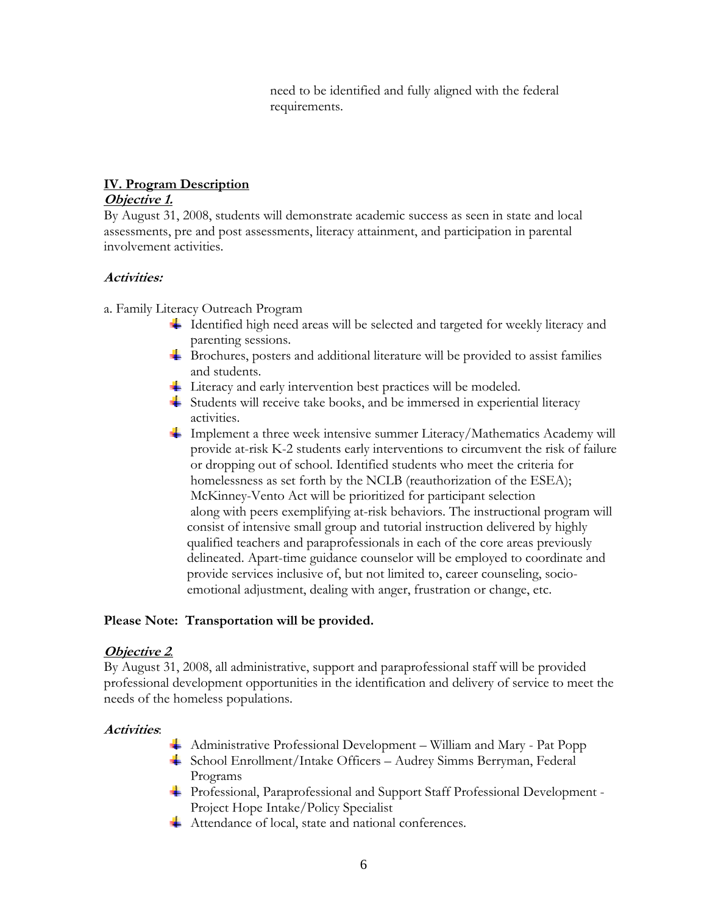need to be identified and fully aligned with the federal requirements.

## IV. Program Description

***Objective 1.***

By August 31, 2008, students will demonstrate academic success as seen in state and local assessments, pre and post assessments, literacy attainment, and participation in parental involvement activities.

***Activities:***

a. Family Literacy Outreach Program

- Identified high need areas will be selected and targeted for weekly literacy and parenting sessions.
- Brochures, posters and additional literature will be provided to assist families and students.
- Literacy and early intervention best practices will be modeled.
- Students will receive take books, and be immersed in experiential literacy activities.
- Implement a three week intensive summer Literacy/Mathematics Academy will provide at-risk K-2 students early interventions to circumvent the risk of failure or dropping out of school. Identified students who meet the criteria for homelessness as set forth by the NCLB (reauthorization of the ESEA); McKinney-Vento Act will be prioritized for participant selection along with peers exemplifying at-risk behaviors. The instructional program will consist of intensive small group and tutorial instruction delivered by highly qualified teachers and paraprofessionals in each of the core areas previously delineated. Apart-time guidance counselor will be employed to coordinate and provide services inclusive of, but not limited to, career counseling, socio-emotional adjustment, dealing with anger, frustration or change, etc.

**Please Note: Transportation will be provided.**

***Objective 2***.

By August 31, 2008, all administrative, support and paraprofessional staff will be provided professional development opportunities in the identification and delivery of service to meet the needs of the homeless populations.

***Activities***:

- Administrative Professional Development – William and Mary - Pat Popp
- School Enrollment/Intake Officers – Audrey Simms Berryman, Federal Programs
- Professional, Paraprofessional and Support Staff Professional Development - Project Hope Intake/Policy Specialist
- Attendance of local, state and national conferences.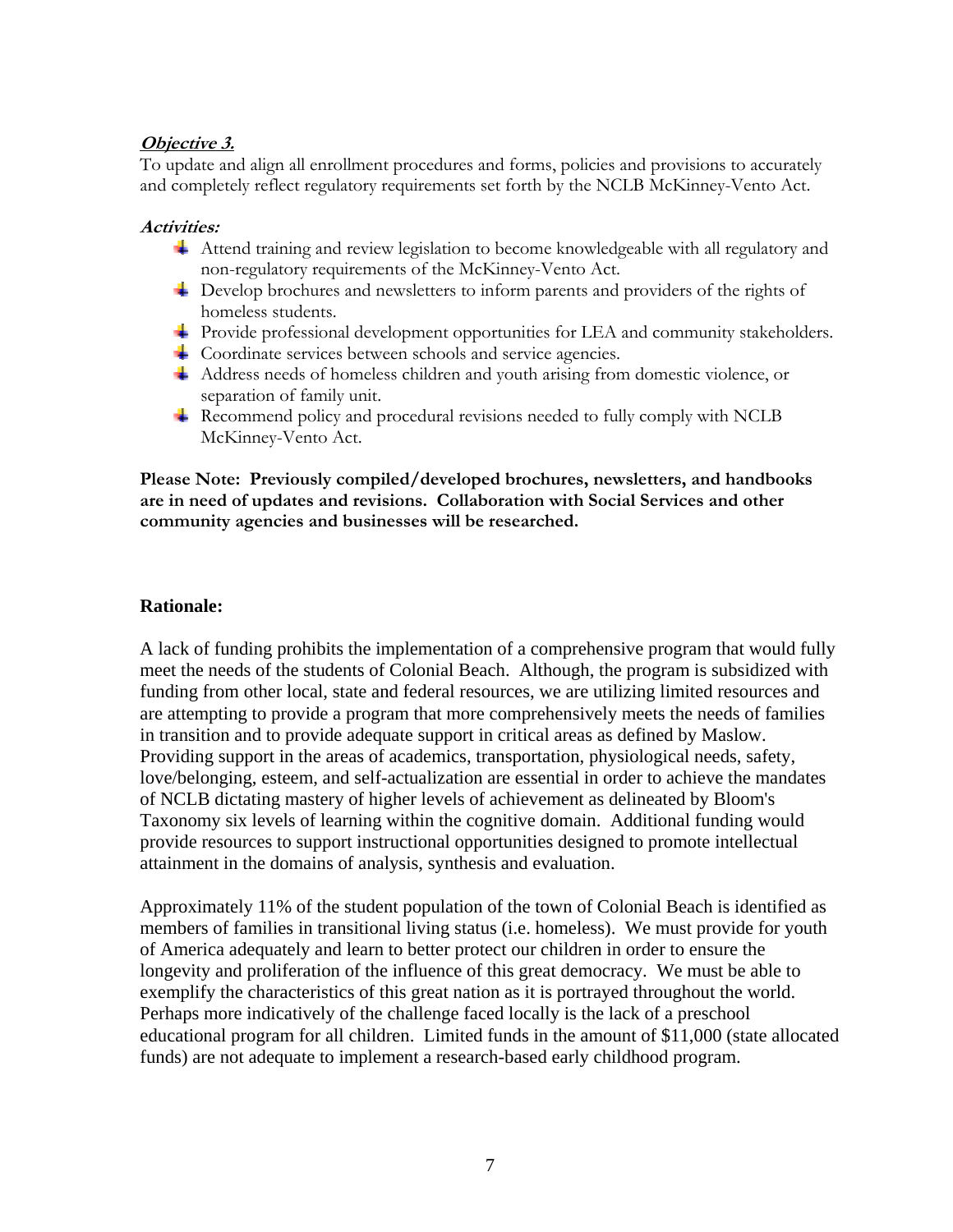***Objective 3.***

To update and align all enrollment procedures and forms, policies and provisions to accurately and completely reflect regulatory requirements set forth the NCLB McKinney-Vento Act.

***Activities:***

- Attend training and review legislation to become knowledgeable with all regulatory and non-regulatory requirements of the McKinney-Vento Act.
- Develop brochures and newsletters to inform parents and providers of the rights of homeless students.
- Provide professional development opportunities for LEA and community stakeholders.
- Coordinate services between schools and service agencies.
- Address needs of homeless children and youth arising from domestic violence, or separation of family unit.
- Recommend policy and procedural revisions needed to fully comply with NCLB McKinney-Vento Act.

**Please Note: Previously compiled/developed brochures, newsletters, and handbooks are in need of updates and revisions. Collaboration with Social Services and other community agencies and businesses will be researched.**

**Rationale:**

A lack of funding prohibits the implementation of a comprehensive program that would fully meet the needs of the students of Colonial Beach. Although, the program is subsidized with funding from other local, state and federal resources, we are utilizing limited resources and are attempting to provide a program that more comprehensively meets the needs of families in transition and to provide adequate support in critical areas as defined by Maslow. Providing support in the areas of academics, transportation, physiological needs, safety, love/belonging, esteem, and self-actualization are essential in order to achieve the mandates of NCLB dictating mastery of higher levels of achievement as delineated by Bloom's Taxonomy six levels of learning within the cognitive domain. Additional funding would provide resources to support instructional opportunities designed to promote intellectual attainment in the domains of analysis, synthesis and evaluation.

Approximately 11% of the student population of the town of Colonial Beach is identified as members of families in transitional living status (i.e. homeless). We must provide for youth of America adequately and learn to better protect our children in order to ensure the longevity and proliferation of the influence of this great democracy. We must be able to exemplify the characteristics of this great nation as it is portrayed throughout the world. Perhaps more indicatively of the challenge faced locally is the lack of a preschool educational program for all children. Limited funds in the amount of $11,000 (state allocated funds) are not adequate to implement a research-based early childhood program.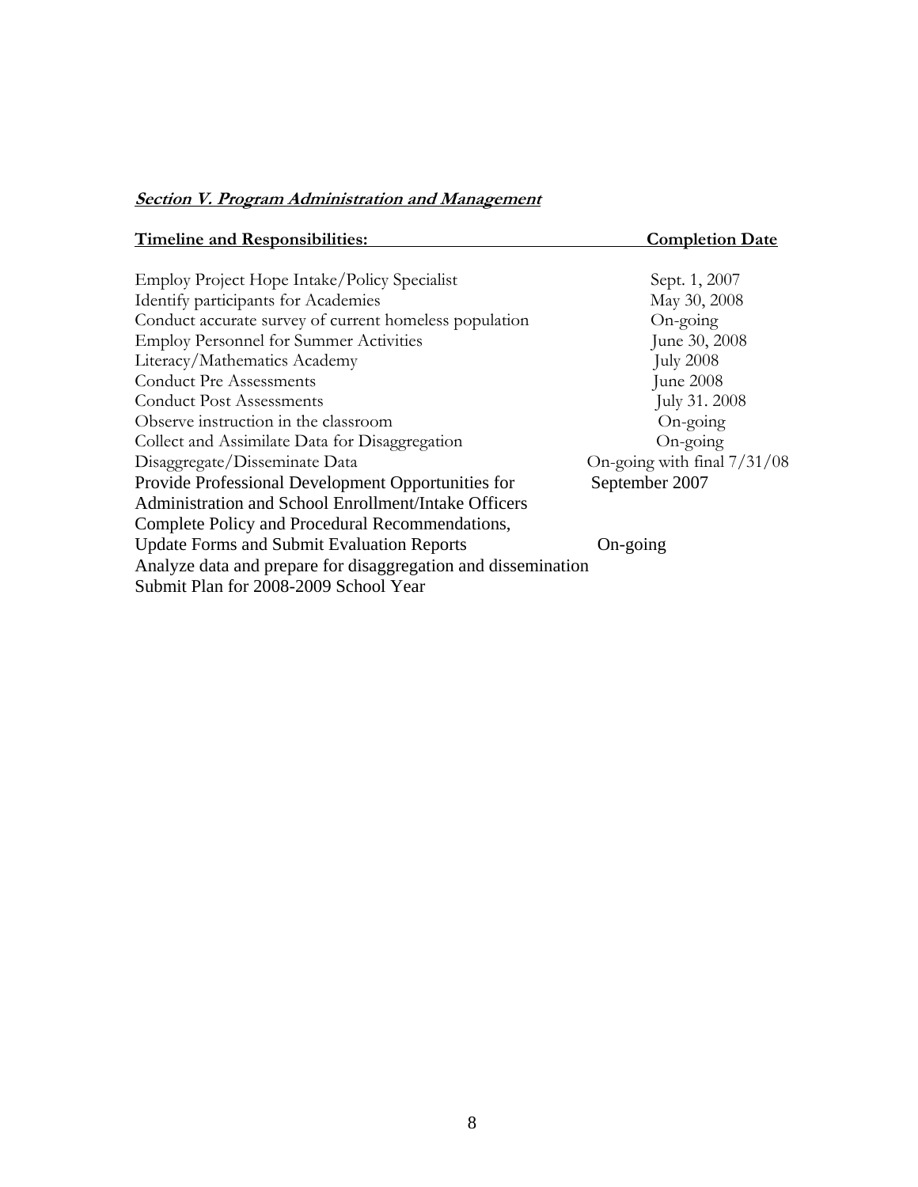***Section V. Program Administration and Management***

| Timeline and Responsibilities: | Completion Date |
| --- | --- |
| Employ Project Hope Intake/Policy Specialist | Sept. 1, 2007 |
| Identify participants for Academies | May 30, 2008 |
| Conduct accurate survey of current homeless population | On-going |
| Employ Personnel for Summer Activities | June 30, 2008 |
| Literacy/Mathematics Academy | July 2008 |
| Conduct Pre Assessments | June 2008 |
| Conduct Post Assessments | July 31. 2008 |
| Observe instruction in the classroom | On-going |
| Collect and Assimilate Data for Disaggregation | On-going |
| Disaggregate/Disseminate Data | On-going with final 7/31/08 |
| Provide Professional Development Opportunities for Administration and School Enrollment/Intake Officers | September 2007 |
| Complete Policy and Procedural Recommendations, Update Forms and Submit Evaluation Reports | On-going |
| Analyze data and prepare for disaggregation and dissemination | |
| Submit Plan for 2008-2009 School Year | |